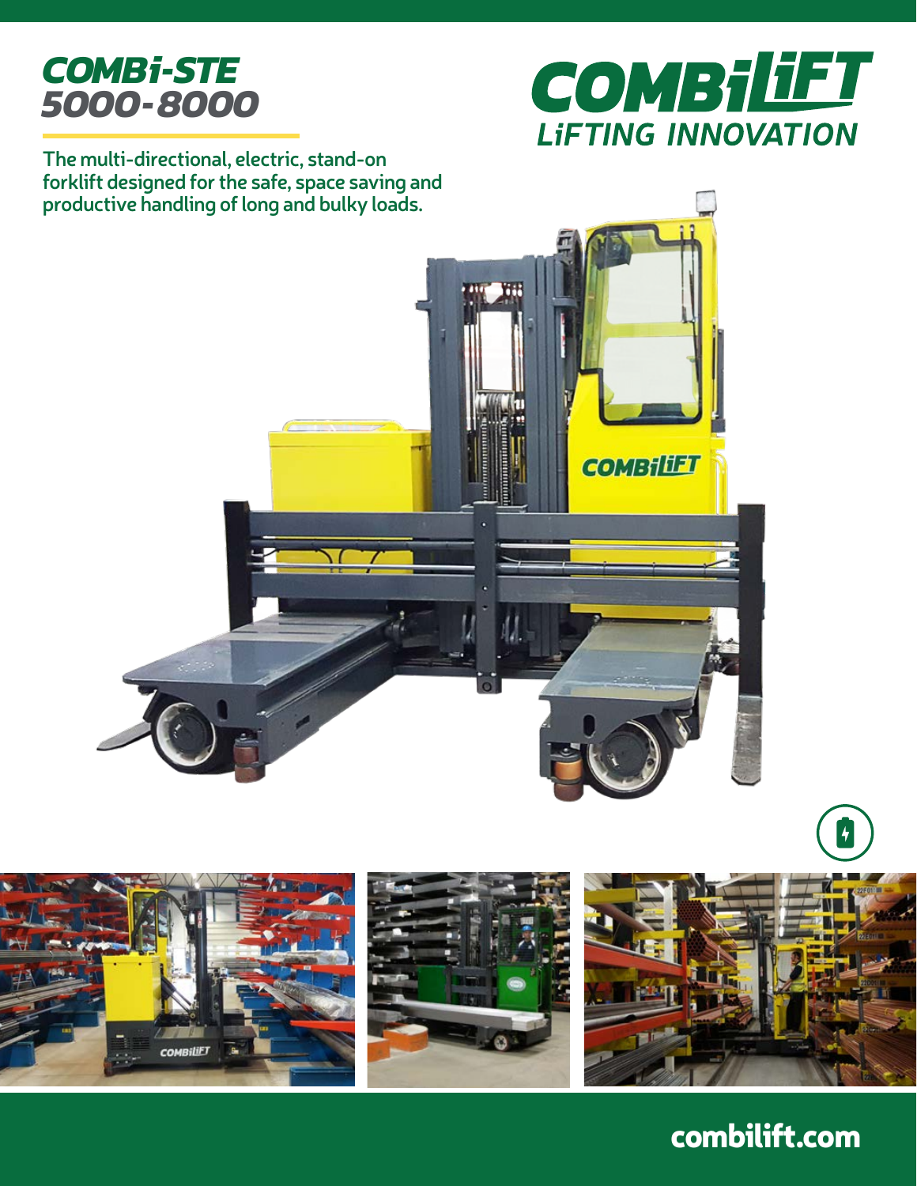# COMBi-STE 5000-8000

**COMBiLiFT**
LiFTING INNOVATION

The multi-directional, electric, stand-on forklift designed for the safe, space saving and productive handling of long and bulky loads.

combilift.com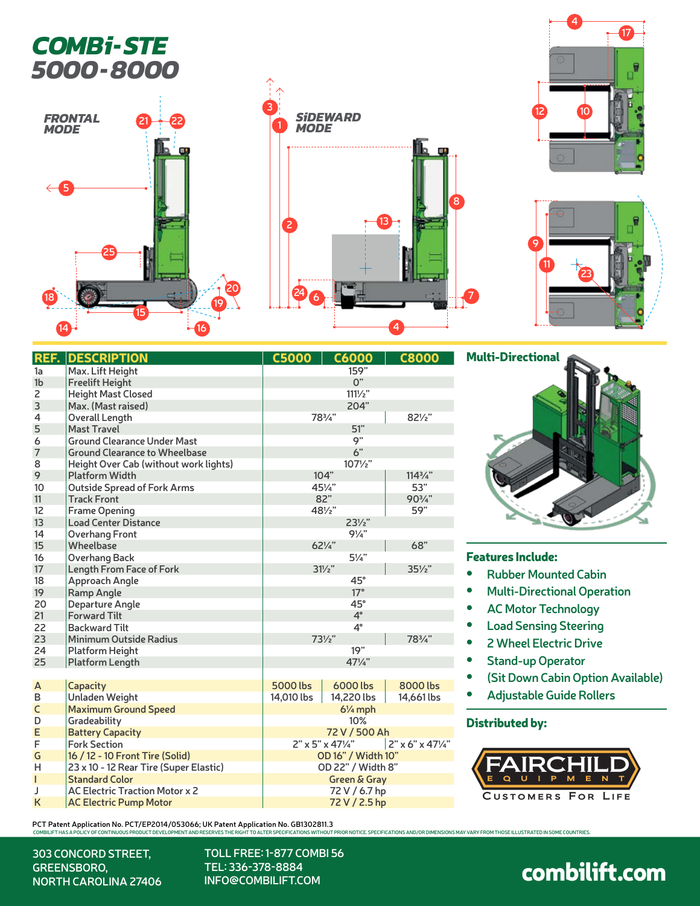# COMBi-STE 5000-8000

FRONTAL MODE

SiDEWARD MODE

| REF. | DESCRIPTION | C5000 | C6000 | C8000 |
|---|---|---|---|---|
| 1a | Max. Lift Height | | 159" | |
| 1b | Freelift Height | | 0" | |
| 2 | Height Mast Closed | | 111½" | |
| 3 | Max. (Mast raised) | | 204" | |
| 4 | Overall Length | 78¾" | | 82½" |
| 5 | Mast Travel | | 51" | |
| 6 | Ground Clearance Under Mast | | 9" | |
| 7 | Ground Clearance to Wheelbase | | 6" | |
| 8 | Height Over Cab (without work lights) | | 107½" | |
| 9 | Platform Width | 104" | | 114¾" |
| 10 | Outside Spread of Fork Arms | 45¼" | | 53" |
| 11 | Track Front | 82" | | 90¾" |
| 12 | Frame Opening | 48½" | | 59" |
| 13 | Load Center Distance | | 23½" | |
| 14 | Overhang Front | | 9¼" | |
| 15 | Wheelbase | 62¼" | | 68" |
| 16 | Overhang Back | | 5¼" | |
| 17 | Length From Face of Fork | 31½" | | 35½" |
| 18 | Approach Angle | | 45° | |
| 19 | Ramp Angle | | 17° | |
| 20 | Departure Angle | | 45° | |
| 21 | Forward Tilt | | 4° | |
| 22 | Backward Tilt | | 4° | |
| 23 | Minimum Outside Radius | 73½" | | 78¾" |
| 24 | Platform Height | | 19" | |
| 25 | Platform Length | | 47¼" | |
| A | Capacity | 5000 lbs | 6000 lbs | 8000 lbs |
| B | Unladen Weight | 14,010 lbs | 14,220 lbs | 14,661 lbs |
| C | Maximum Ground Speed | | 6¼ mph | |
| D | Gradeability | | 10% | |
| E | Battery Capacity | | 72 V / 500 Ah | |
| F | Fork Section | 2" x 5" x 47¼" | | 2" x 6" x 47¼" |
| G | 16 / 12 - 10 Front Tire (Solid) | | OD 16" / Width 10" | |
| H | 23 x 10 - 12 Rear Tire (Super Elastic) | | OD 22" / Width 8" | |
| I | Standard Color | | Green & Gray | |
| J | AC Electric Traction Motor x 2 | | 72 V / 6.7 hp | |
| K | AC Electric Pump Motor | | 72 V / 2.5 hp | |

## Multi-Directional

## Features Include:

- Rubber Mounted Cabin
- Multi-Directional Operation
- AC Motor Technology
- Load Sensing Steering
- 2 Wheel Electric Drive
- Stand-up Operator
- (Sit Down Cabin Option Available)
- Adjustable Guide Rollers

## Distributed by:

FAIRCHILD EQUIPMENT
CUSTOMERS FOR LIFE

PCT Patent Application No. PCT/EP2014/053066; UK Patent Application No. GB1302811.3

COMBILIFT HAS A POLICY OF CONTINUOUS PRODUCT DEVELOPMENT AND RESERVES THE RIGHT TO ALTER SPECIFICATIONS WITHOUT PRIOR NOTICE. SPECIFICATIONS AND/OR DIMENSIONS MAY VARY FROM THOSE ILLUSTRATED IN SOME COUNTRIES.

303 CONCORD STREET,
GREENSBORO,
NORTH CAROLINA 27406

TOLL FREE: 1-877 COMBI 56
TEL: 336-378-8884
INFO@COMBILIFT.COM

combilift.com